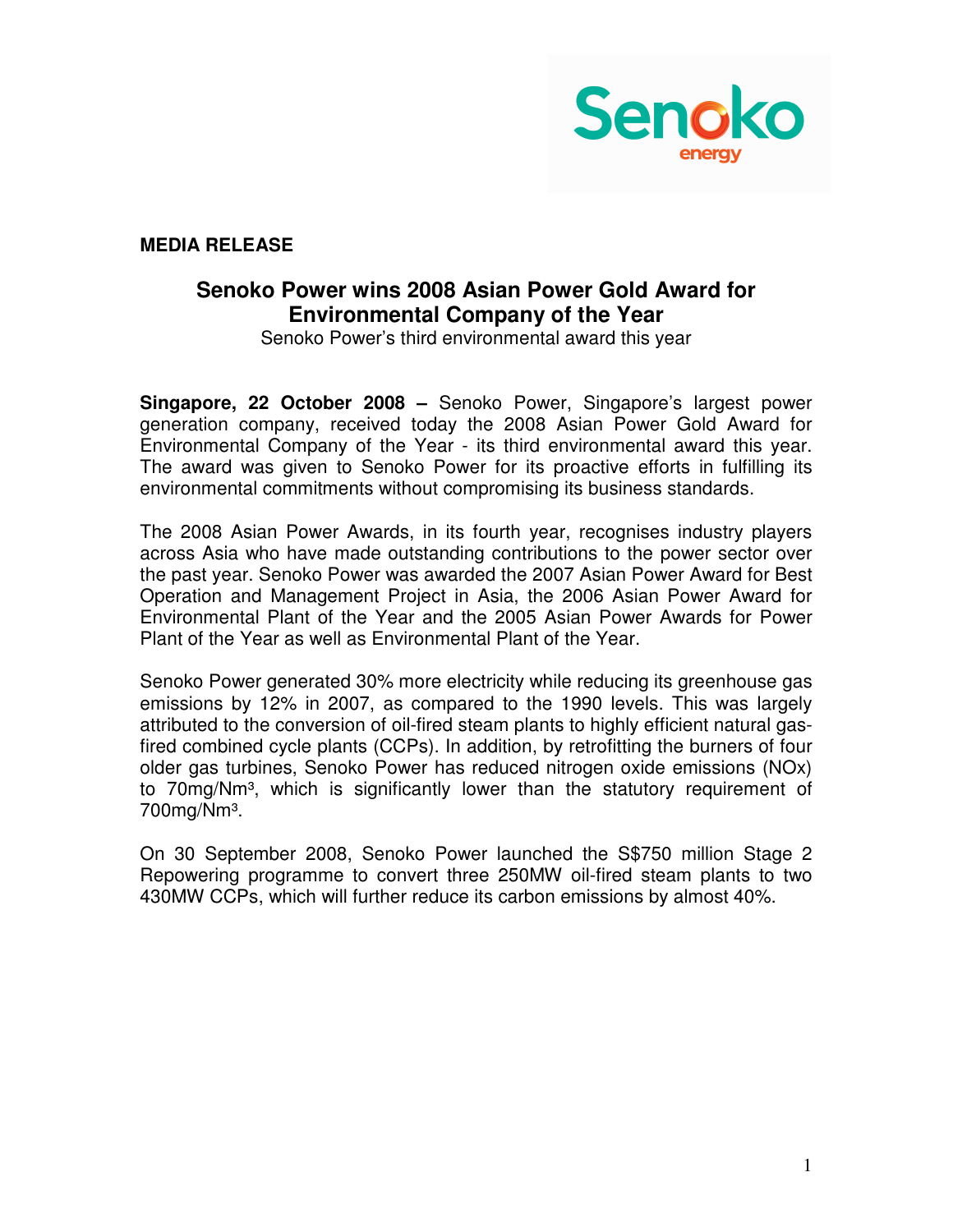**MEDIA RELEASE**

## Senoko Power wins 2008 Asian Power Gold Award for Environmental Company of the Year

Senoko Power's third environmental award this year

**Singapore, 22 October 2008 –** Senoko Power, Singapore's largest power generation company, received today the 2008 Asian Power Gold Award for Environmental Company of the Year - its third environmental award this year. The award was given to Senoko Power for its proactive efforts in fulfilling its environmental commitments without compromising its business standards.

The 2008 Asian Power Awards, in its fourth year, recognises industry players across Asia who have made outstanding contributions to the power sector over the past year. Senoko Power was awarded the 2007 Asian Power Award for Best Operation and Management Project in Asia, the 2006 Asian Power Award for Environmental Plant of the Year and the 2005 Asian Power Awards for Power Plant of the Year as well as Environmental Plant of the Year.

Senoko Power generated 30% more electricity while reducing its greenhouse gas emissions by 12% in 2007, as compared to the 1990 levels. This was largely attributed to the conversion of oil-fired steam plants to highly efficient natural gas-fired combined cycle plants (CCPs). In addition, by retrofitting the burners of four older gas turbines, Senoko Power has reduced nitrogen oxide emissions (NOx) to 70mg/Nm$^3$, which is significantly lower than the statutory requirement of 700mg/Nm$^3$.

On 30 September 2008, Senoko Power launched the S$750 million Stage 2 Repowering programme to convert three 250MW oil-fired steam plants to two 430MW CCPs, which will further reduce its carbon emissions by almost 40%.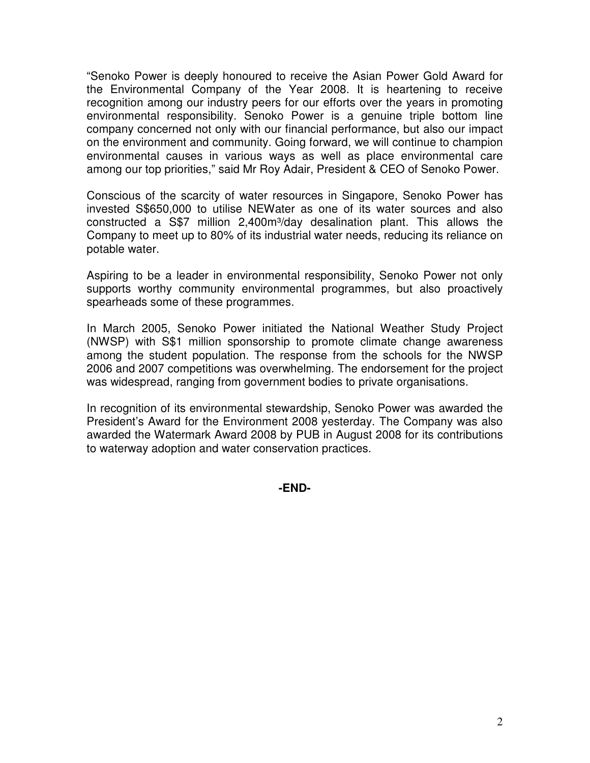"Senoko Power is deeply honoured to receive the Asian Power Gold Award for the Environmental Company of the Year 2008. It is heartening to receive recognition among our industry peers for our efforts over the years in promoting environmental responsibility. Senoko Power is a genuine triple bottom line company concerned not only with our financial performance, but also our impact on the environment and community. Going forward, we will continue to champion environmental causes in various ways as well as place environmental care among our top priorities," said Mr Roy Adair, President & CEO of Senoko Power.

Conscious of the scarcity of water resources in Singapore, Senoko Power has invested S$650,000 to utilise NEWater as one of its water sources and also constructed a S$7 million 2,400m$^3$/day desalination plant. This allows the Company to meet up to 80% of its industrial water needs, reducing its reliance on potable water.

Aspiring to be a leader in environmental responsibility, Senoko Power not only supports worthy community environmental programmes, but also proactively spearheads some of these programmes.

In March 2005, Senoko Power initiated the National Weather Study Project (NWSP) with S$1 million sponsorship to promote climate change awareness among the student population. The response from the schools for the NWSP 2006 and 2007 competitions was overwhelming. The endorsement for the project was widespread, ranging from government bodies to private organisations.

In recognition of its environmental stewardship, Senoko Power was awarded the President's Award for the Environment 2008 yesterday. The Company was also awarded the Watermark Award 2008 by PUB in August 2008 for its contributions to waterway adoption and water conservation practices.

**-END-**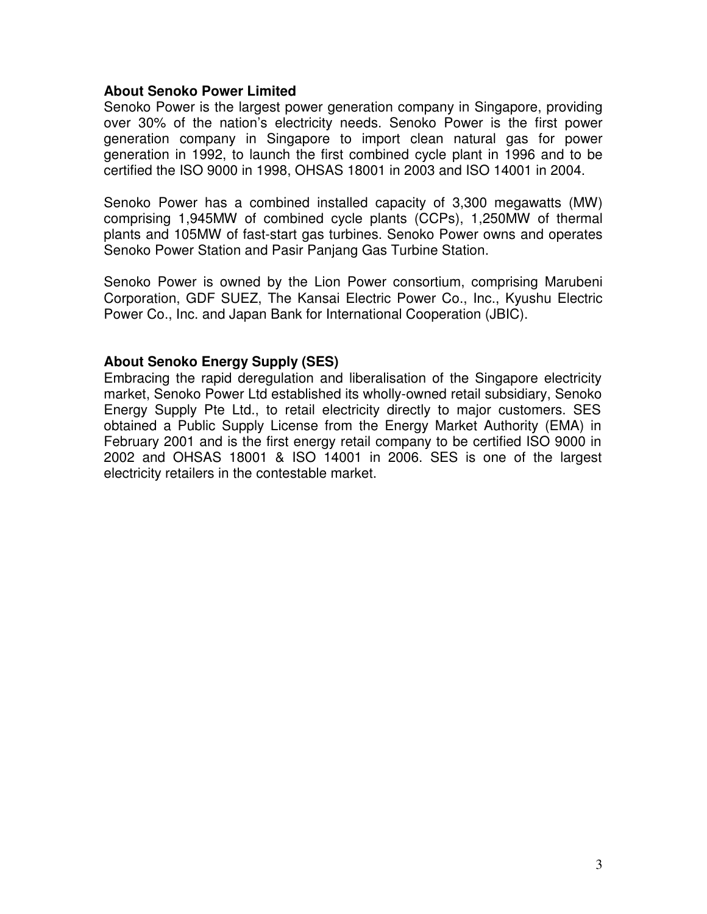**About Senoko Power Limited**

Senoko Power is the largest power generation company in Singapore, providing over 30% of the nation's electricity needs. Senoko Power is the first power generation company in Singapore to import clean natural gas for power generation in 1992, to launch the first combined cycle plant in 1996 and to be certified the ISO 9000 in 1998, OHSAS 18001 in 2003 and ISO 14001 in 2004.

Senoko Power has a combined installed capacity of 3,300 megawatts (MW) comprising 1,945MW of combined cycle plants (CCPs), 1,250MW of thermal plants and 105MW of fast-start gas turbines. Senoko Power owns and operates Senoko Power Station and Pasir Panjang Gas Turbine Station.

Senoko Power is owned by the Lion Power consortium, comprising Marubeni Corporation, GDF SUEZ, The Kansai Electric Power Co., Inc., Kyushu Electric Power Co., Inc. and Japan Bank for International Cooperation (JBIC).

**About Senoko Energy Supply (SES)**

Embracing the rapid deregulation and liberalisation of the Singapore electricity market, Senoko Power Ltd established its wholly-owned retail subsidiary, Senoko Energy Supply Pte Ltd., to retail electricity directly to major customers. SES obtained a Public Supply License from the Energy Market Authority (EMA) in February 2001 and is the first energy retail company to be certified ISO 9000 in 2002 and OHSAS 18001 & ISO 14001 in 2006. SES is one of the largest electricity retailers in the contestable market.